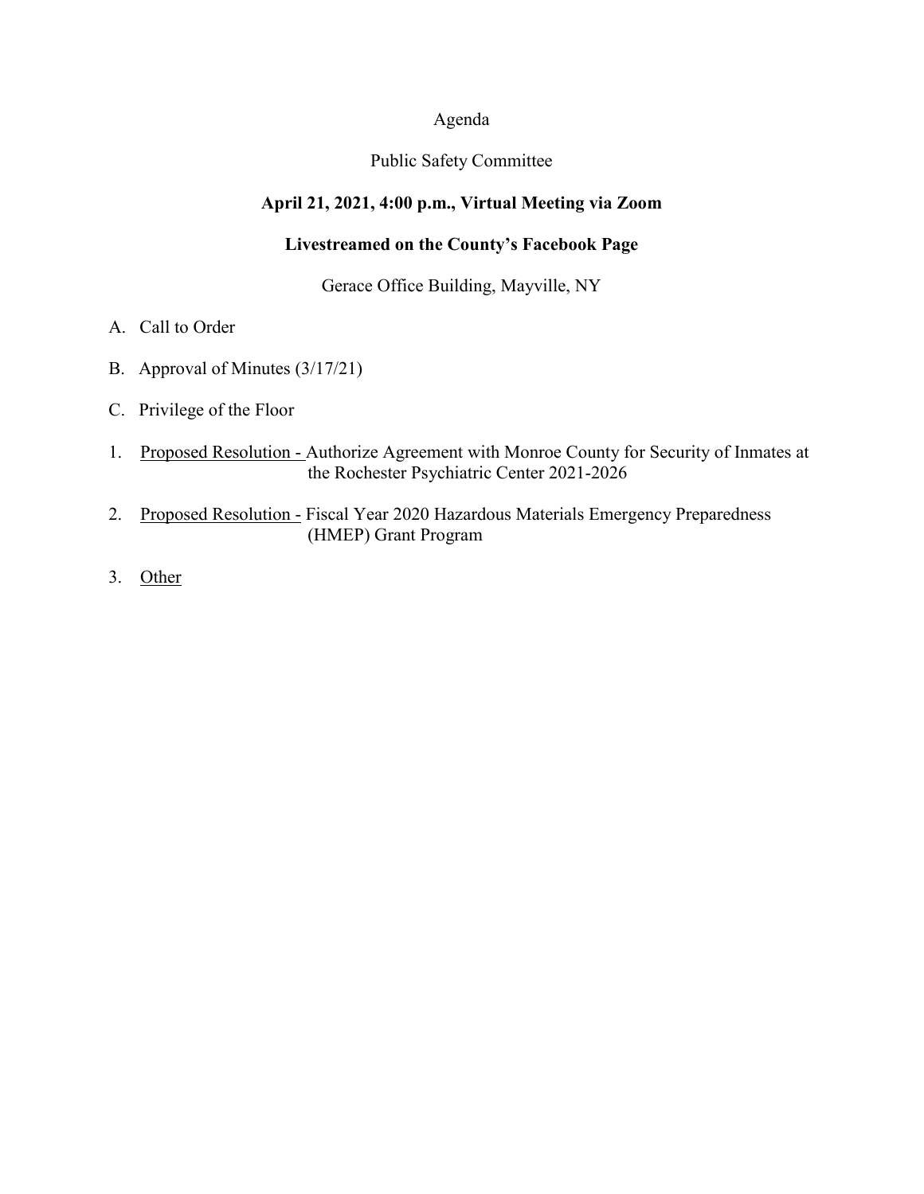# Agenda

## Public Safety Committee

**April 21, 2021, 4:00 p.m., Virtual Meeting via Zoom**

**Livestreamed on the County's Facebook Page**

Gerace Office Building, Mayville, NY

A. Call to Order

B. Approval of Minutes (3/17/21)

C. Privilege of the Floor

1. Proposed Resolution - Authorize Agreement with Monroe County for Security of Inmates at the Rochester Psychiatric Center 2021-2026

2. Proposed Resolution - Fiscal Year 2020 Hazardous Materials Emergency Preparedness (HMEP) Grant Program

3. Other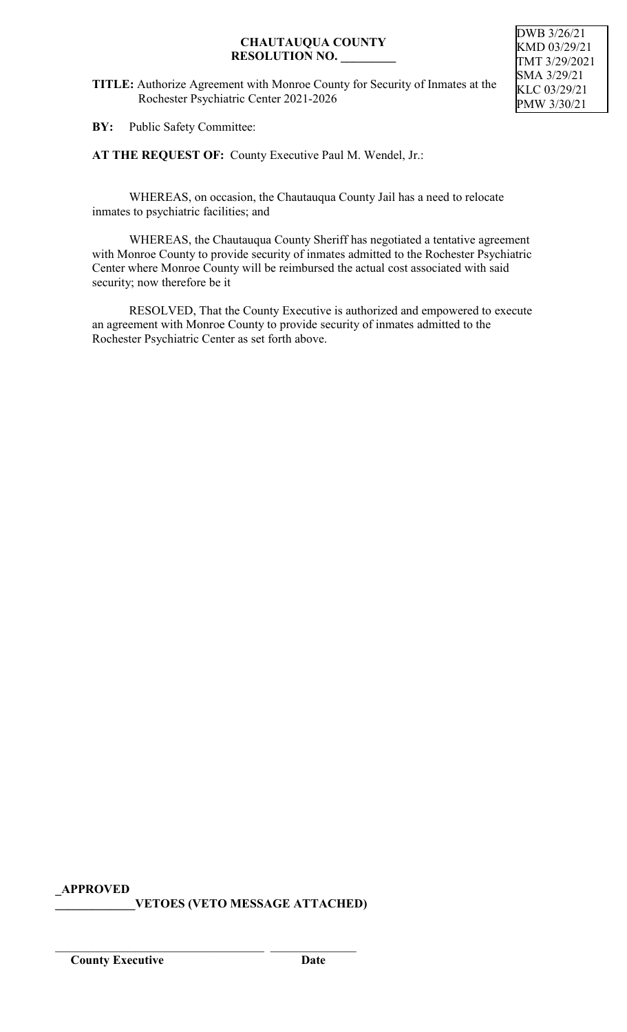**CHAUTAUQUA COUNTY**
**RESOLUTION NO. _________**

DWB 3/26/21
KMD 03/29/21
TMT 3/29/2021
SMA 3/29/21
KLC 03/29/21
PMW 3/30/21

**TITLE:** Authorize Agreement with Monroe County for Security of Inmates at the Rochester Psychiatric Center 2021-2026

**BY:** Public Safety Committee:

**AT THE REQUEST OF:** County Executive Paul M. Wendel, Jr.:

WHEREAS, on occasion, the Chautauqua County Jail has a need to relocate inmates to psychiatric facilities; and

WHEREAS, the Chautauqua County Sheriff has negotiated a tentative agreement with Monroe County to provide security of inmates admitted to the Rochester Psychiatric Center where Monroe County will be reimbursed the actual cost associated with said security; now therefore be it

RESOLVED, That the County Executive is authorized and empowered to execute an agreement with Monroe County to provide security of inmates admitted to the Rochester Psychiatric Center as set forth above.

**_APPROVED**
**_____________VETOES (VETO MESSAGE ATTACHED)**

___________________________________ _______________
**County Executive** **Date**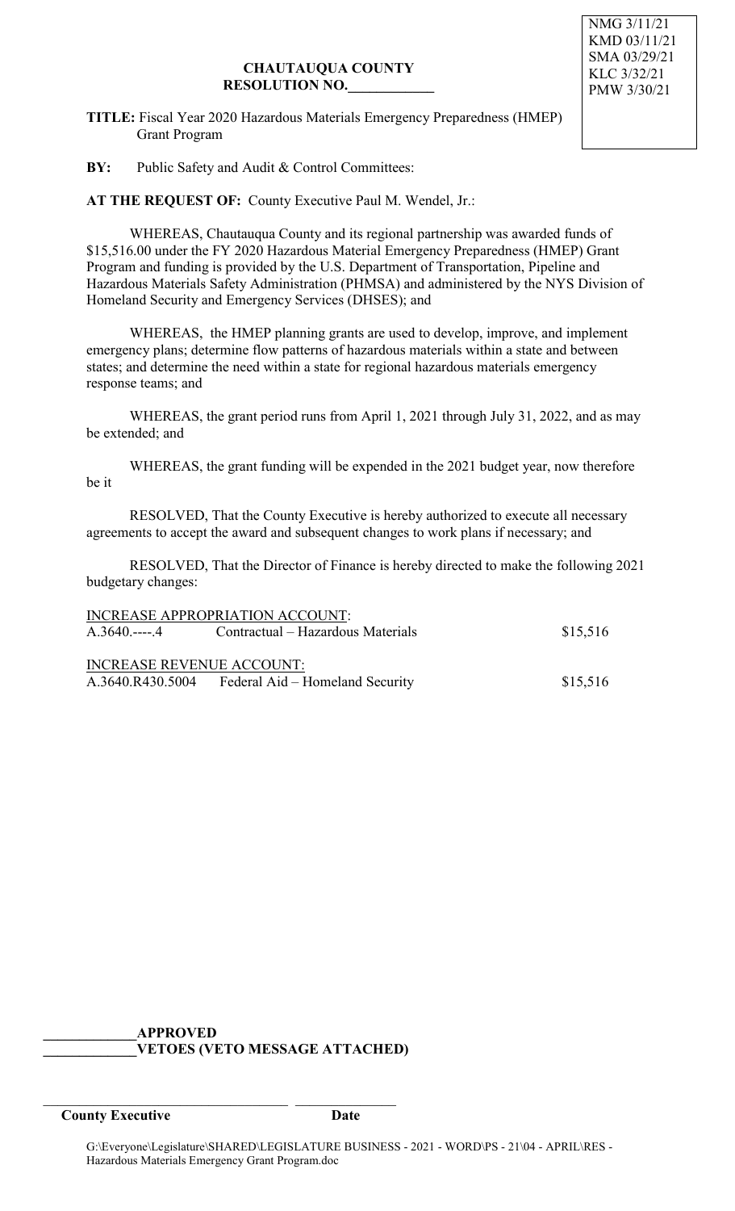NMG 3/11/21
KMD 03/11/21
SMA 03/29/21
KLC 3/32/21
PMW 3/30/21

**CHAUTAUQUA COUNTY**
**RESOLUTION NO.____________**

**TITLE:** Fiscal Year 2020 Hazardous Materials Emergency Preparedness (HMEP) Grant Program

**BY:** Public Safety and Audit & Control Committees:

**AT THE REQUEST OF:** County Executive Paul M. Wendel, Jr.:

WHEREAS, Chautauqua County and its regional partnership was awarded funds of $15,516.00 under the FY 2020 Hazardous Material Emergency Preparedness (HMEP) Grant Program and funding is provided by the U.S. Department of Transportation, Pipeline and Hazardous Materials Safety Administration (PHMSA) and administered by the NYS Division of Homeland Security and Emergency Services (DHSES); and

WHEREAS, the HMEP planning grants are used to develop, improve, and implement emergency plans; determine flow patterns of hazardous materials within a state and between states; and determine the need within a state for regional hazardous materials emergency response teams; and

WHEREAS, the grant period runs from April 1, 2021 through July 31, 2022, and as may be extended; and

WHEREAS, the grant funding will be expended in the 2021 budget year, now therefore be it

RESOLVED, That the County Executive is hereby authorized to execute all necessary agreements to accept the award and subsequent changes to work plans if necessary; and

RESOLVED, That the Director of Finance is hereby directed to make the following 2021 budgetary changes:

| | | |
|---|---|---|
| INCREASE APPROPRIATION ACCOUNT: | | |
| A.3640.----.4 | Contractual – Hazardous Materials | $15,516 |
| | | |
| INCREASE REVENUE ACCOUNT: | | |
| A.3640.R430.5004 | Federal Aid – Homeland Security | $15,516 |

_____________**APPROVED**
_____________**VETOES (VETO MESSAGE ATTACHED)**

___________________________________ ______________
**County Executive** **Date**

G:\Everyone\Legislature\SHARED\LEGISLATURE BUSINESS - 2021 - WORD\PS - 21\04 - APRIL\RES - Hazardous Materials Emergency Grant Program.doc